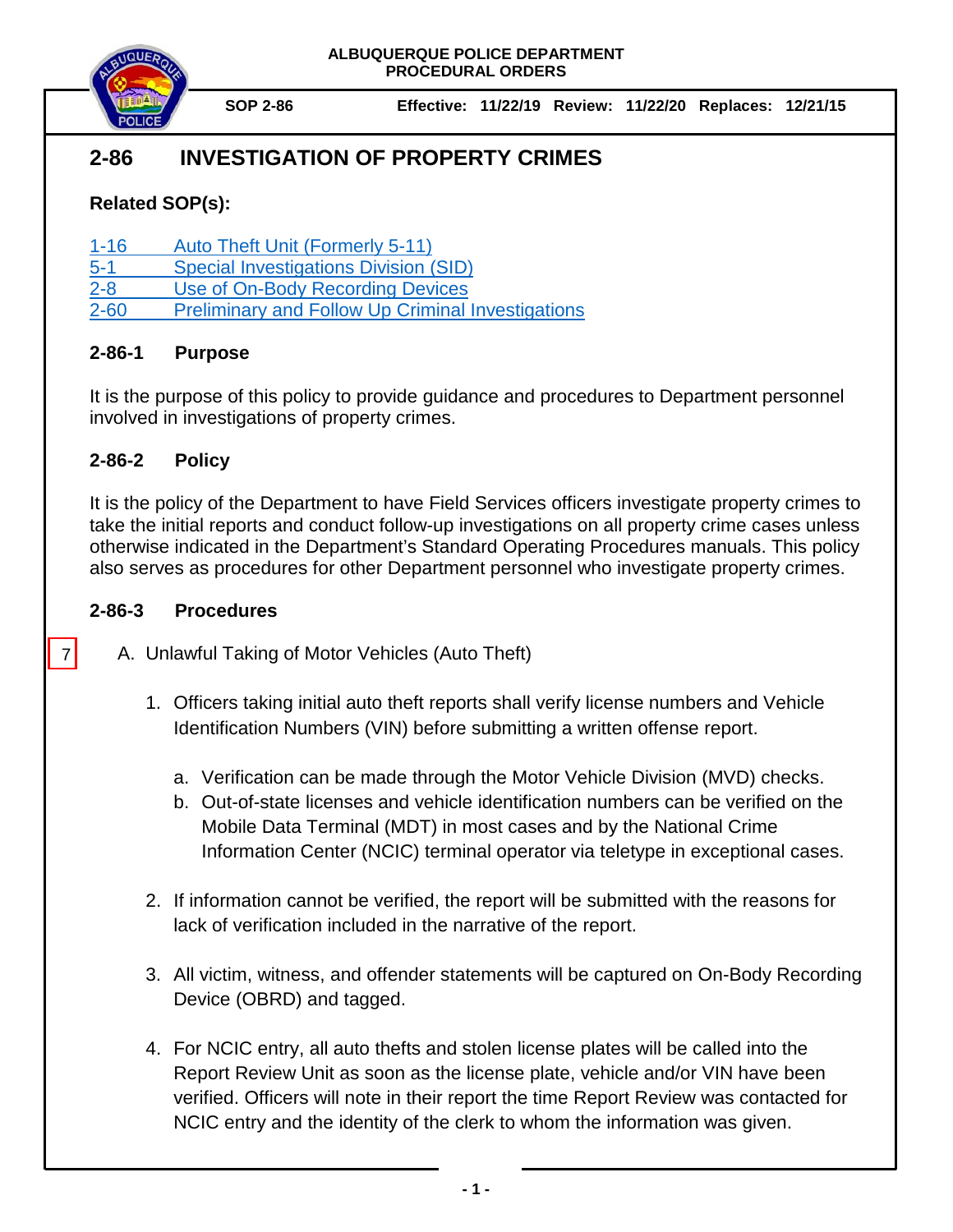ALBUQUERQUE POLICE DEPARTMENT
PROCEDURAL ORDERS

**SOP 2-86** **Effective: 11/22/19 Review: 11/22/20 Replaces: 12/21/15**

# 2-86 INVESTIGATION OF PROPERTY CRIMES

**Related SOP(s):**

1-16 Auto Theft Unit (Formerly 5-11)
5-1 Special Investigations Division (SID)
2-8 Use of On-Body Recording Devices
2-60 Preliminary and Follow Up Criminal Investigations

## 2-86-1 Purpose

It is the purpose of this policy to provide guidance and procedures to Department personnel involved in investigations of property crimes.

## 2-86-2 Policy

It is the policy of the Department to have Field Services officers investigate property crimes to take the initial reports and conduct follow-up investigations on all property crime cases unless otherwise indicated in the Department's Standard Operating Procedures manuals. This policy also serves as procedures for other Department personnel who investigate property crimes.

## 2-86-3 Procedures

7

A. Unlawful Taking of Motor Vehicles (Auto Theft)

1. Officers taking initial auto theft reports shall verify license numbers and Vehicle Identification Numbers (VIN) before submitting a written offense report.

   a. Verification can be made through the Motor Vehicle Division (MVD) checks.
   b. Out-of-state licenses and vehicle identification numbers can be verified on the Mobile Data Terminal (MDT) in most cases and by the National Crime Information Center (NCIC) terminal operator via teletype in exceptional cases.

2. If information cannot be verified, the report will be submitted with the reasons for lack of verification included in the narrative of the report.

3. All victim, witness, and offender statements will be captured on On-Body Recording Device (OBRD) and tagged.

4. For NCIC entry, all auto thefts and stolen license plates will be called into the Report Review Unit as soon as the license plate, vehicle and/or VIN have been verified. Officers will note in their report the time Report Review was contacted for NCIC entry and the identity of the clerk to whom the information was given.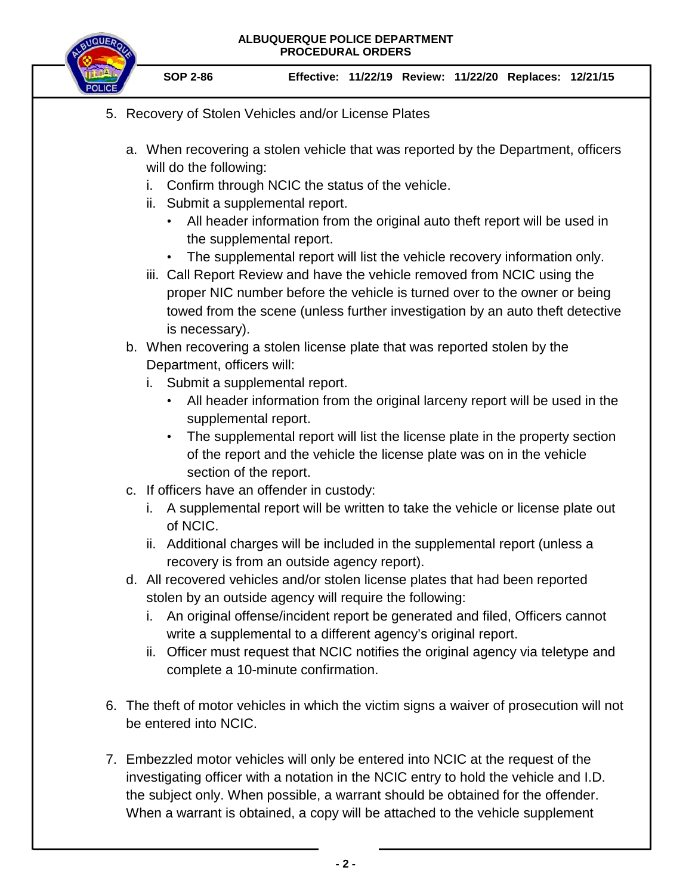5. Recovery of Stolen Vehicles and/or License Plates

   a. When recovering a stolen vehicle that was reported by the Department, officers will do the following:
      i. Confirm through NCIC the status of the vehicle.
      ii. Submit a supplemental report.
         - All header information from the original auto theft report will be used in the supplemental report.
         - The supplemental report will list the vehicle recovery information only.
      iii. Call Report Review and have the vehicle removed from NCIC using the proper NIC number before the vehicle is turned over to the owner or being towed from the scene (unless further investigation by an auto theft detective is necessary).
   b. When recovering a stolen license plate that was reported stolen by the Department, officers will:
      i. Submit a supplemental report.
         - All header information from the original larceny report will be used in the supplemental report.
         - The supplemental report will list the license plate in the property section of the report and the vehicle the license plate was on in the vehicle section of the report.
   c. If officers have an offender in custody:
      i. A supplemental report will be written to take the vehicle or license plate out of NCIC.
      ii. Additional charges will be included in the supplemental report (unless a recovery is from an outside agency report).
   d. All recovered vehicles and/or stolen license plates that had been reported stolen by an outside agency will require the following:
      i. An original offense/incident report be generated and filed, Officers cannot write a supplemental to a different agency's original report.
      ii. Officer must request that NCIC notifies the original agency via teletype and complete a 10-minute confirmation.

6. The theft of motor vehicles in which the victim signs a waiver of prosecution will not be entered into NCIC.

7. Embezzled motor vehicles will only be entered into NCIC at the request of the investigating officer with a notation in the NCIC entry to hold the vehicle and I.D. the subject only. When possible, a warrant should be obtained for the offender. When a warrant is obtained, a copy will be attached to the vehicle supplement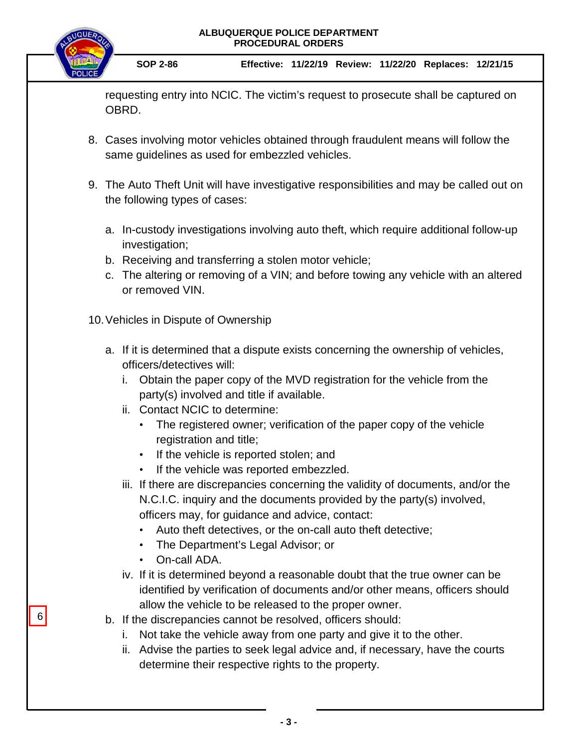requesting entry into NCIC. The victim's request to prosecute shall be captured on OBRD.

8. Cases involving motor vehicles obtained through fraudulent means will follow the same guidelines as used for embezzled vehicles.

9. The Auto Theft Unit will have investigative responsibilities and may be called out on the following types of cases:

   a. In-custody investigations involving auto theft, which require additional follow-up investigation;
   b. Receiving and transferring a stolen motor vehicle;
   c. The altering or removing of a VIN; and before towing any vehicle with an altered or removed VIN.

10. Vehicles in Dispute of Ownership

    a. If it is determined that a dispute exists concerning the ownership of vehicles, officers/detectives will:
       i. Obtain the paper copy of the MVD registration for the vehicle from the party(s) involved and title if available.
       ii. Contact NCIC to determine:
           - The registered owner; verification of the paper copy of the vehicle registration and title;
           - If the vehicle is reported stolen; and
           - If the vehicle was reported embezzled.
       iii. If there are discrepancies concerning the validity of documents, and/or the N.C.I.C. inquiry and the documents provided by the party(s) involved, officers may, for guidance and advice, contact:
           - Auto theft detectives, or the on-call auto theft detective;
           - The Department's Legal Advisor; or
           - On-call ADA.
       iv. If it is determined beyond a reasonable doubt that the true owner can be identified by verification of documents and/or other means, officers should allow the vehicle to be released to the proper owner.

    6

    b. If the discrepancies cannot be resolved, officers should:
       i. Not take the vehicle away from one party and give it to the other.
       ii. Advise the parties to seek legal advice and, if necessary, have the courts determine their respective rights to the property.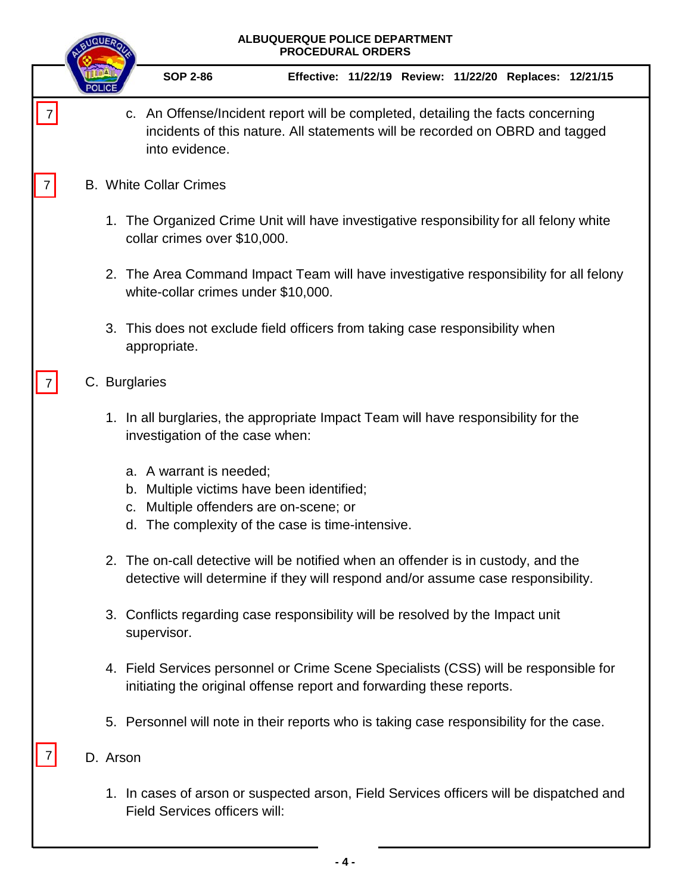7

c. An Offense/Incident report will be completed, detailing the facts concerning incidents of this nature. All statements will be recorded on OBRD and tagged into evidence.

7

B. White Collar Crimes

1. The Organized Crime Unit will have investigative responsibility for all felony white collar crimes over $10,000.

2. The Area Command Impact Team will have investigative responsibility for all felony white-collar crimes under $10,000.

3. This does not exclude field officers from taking case responsibility when appropriate.

7

C. Burglaries

1. In all burglaries, the appropriate Impact Team will have responsibility for the investigation of the case when:

   a. A warrant is needed;
   b. Multiple victims have been identified;
   c. Multiple offenders are on-scene; or
   d. The complexity of the case is time-intensive.

2. The on-call detective will be notified when an offender is in custody, and the detective will determine if they will respond and/or assume case responsibility.

3. Conflicts regarding case responsibility will be resolved by the Impact unit supervisor.

4. Field Services personnel or Crime Scene Specialists (CSS) will be responsible for initiating the original offense report and forwarding these reports.

5. Personnel will note in their reports who is taking case responsibility for the case.

7

D. Arson

1. In cases of arson or suspected arson, Field Services officers will be dispatched and Field Services officers will: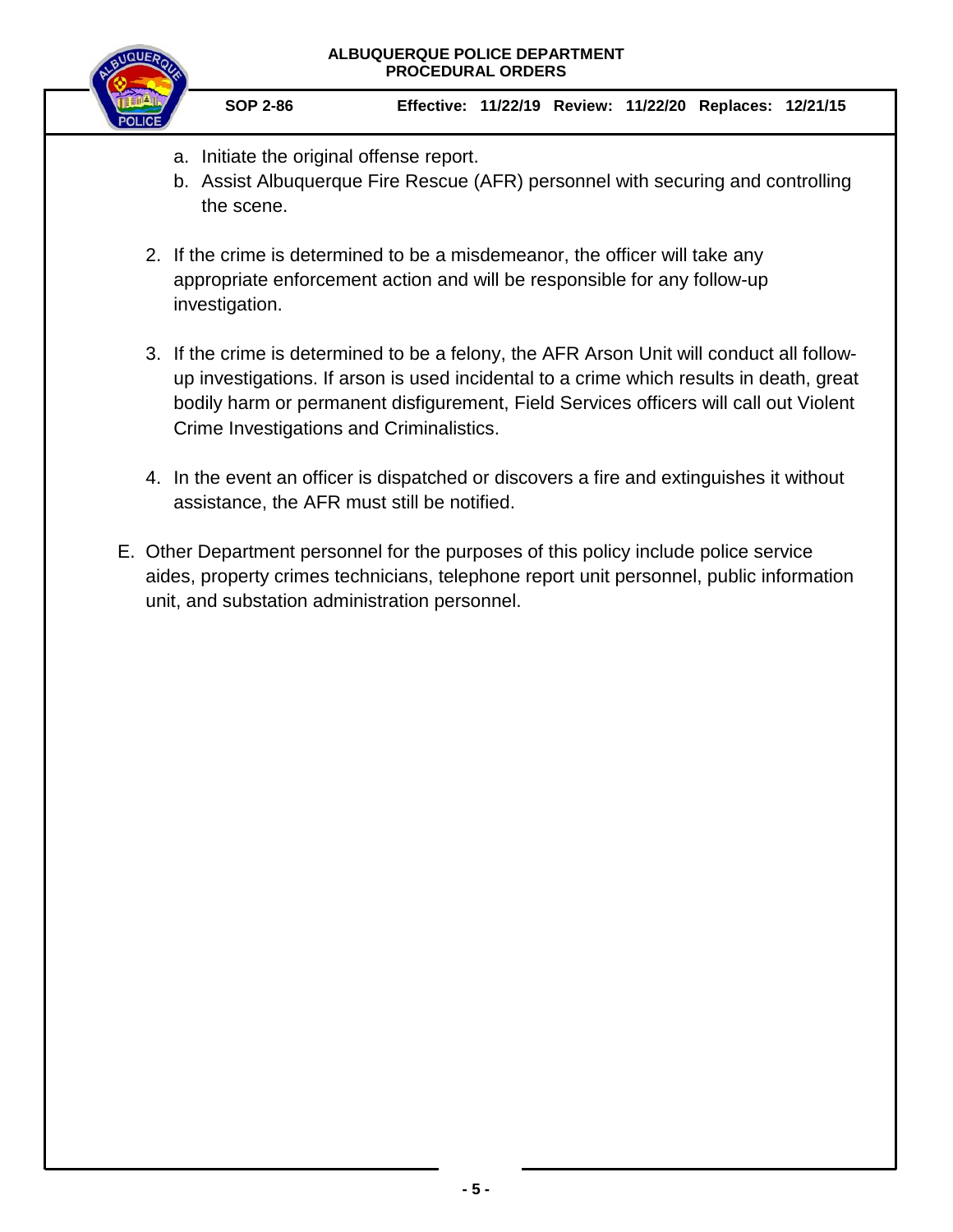a. Initiate the original offense report.
b. Assist Albuquerque Fire Rescue (AFR) personnel with securing and controlling the scene.

2. If the crime is determined to be a misdemeanor, the officer will take any appropriate enforcement action and will be responsible for any follow-up investigation.

3. If the crime is determined to be a felony, the AFR Arson Unit will conduct all follow-up investigations. If arson is used incidental to a crime which results in death, great bodily harm or permanent disfigurement, Field Services officers will call out Violent Crime Investigations and Criminalistics.

4. In the event an officer is dispatched or discovers a fire and extinguishes it without assistance, the AFR must still be notified.

E. Other Department personnel for the purposes of this policy include police service aides, property crimes technicians, telephone report unit personnel, public information unit, and substation administration personnel.